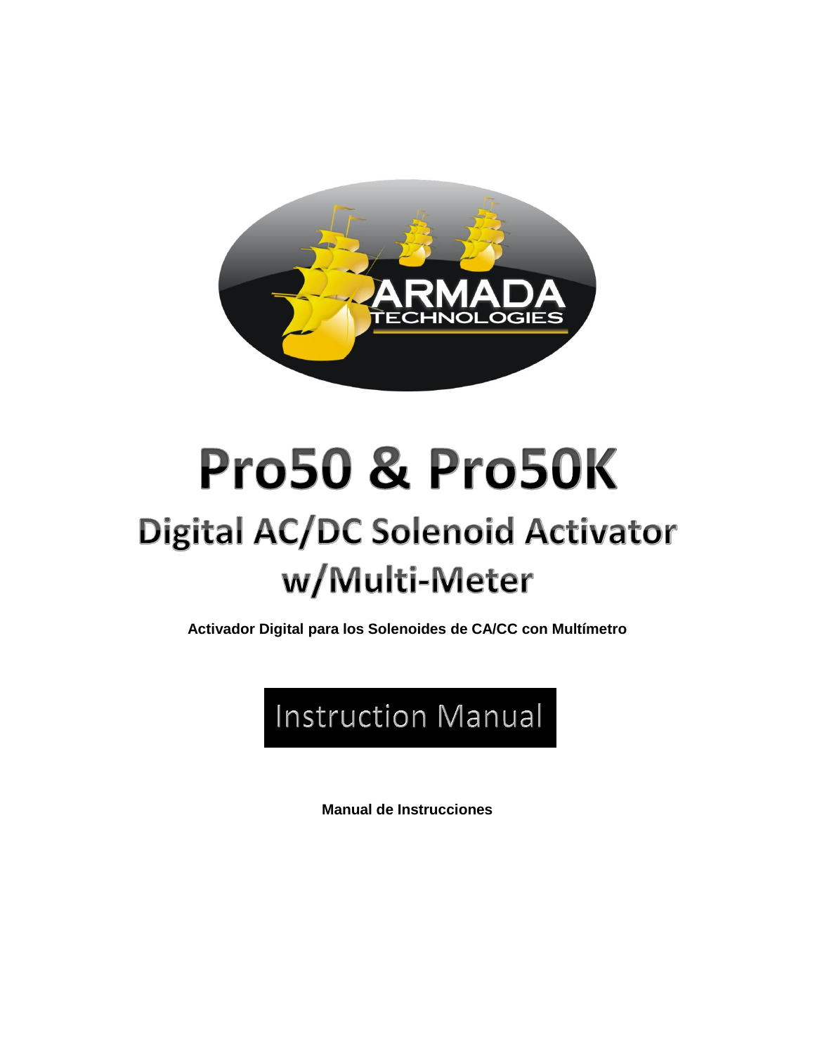ARMADA TECHNOLOGIES

# Pro50 & Pro50K

## Digital AC/DC Solenoid Activator w/Multi-Meter

**Activador Digital para los Solenoides de CA/CC con Multímetro**

## Instruction Manual

**Manual de Instrucciones**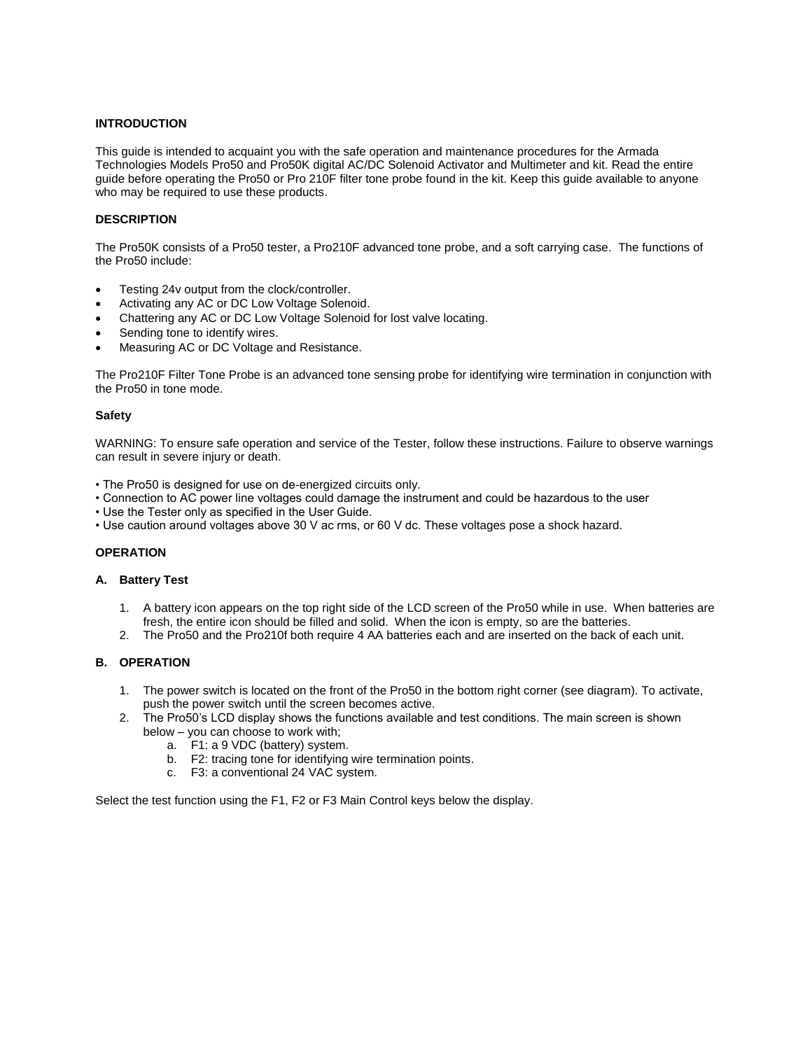## INTRODUCTION

This guide is intended to acquaint you with the safe operation and maintenance procedures for the Armada Technologies Models Pro50 and Pro50K digital AC/DC Solenoid Activator and Multimeter and kit. Read the entire guide before operating the Pro50 or Pro 210F filter tone probe found in the kit. Keep this guide available to anyone who may be required to use these products.

## DESCRIPTION

The Pro50K consists of a Pro50 tester, a Pro210F advanced tone probe, and a soft carrying case. The functions of the Pro50 include:

- Testing 24v output from the clock/controller.
- Activating any AC or DC Low Voltage Solenoid.
- Chattering any AC or DC Low Voltage Solenoid for lost valve locating.
- Sending tone to identify wires.
- Measuring AC or DC Voltage and Resistance.

The Pro210F Filter Tone Probe is an advanced tone sensing probe for identifying wire termination in conjunction with the Pro50 in tone mode.

### Safety

WARNING: To ensure safe operation and service of the Tester, follow these instructions. Failure to observe warnings can result in severe injury or death.

- The Pro50 is designed for use on de-energized circuits only.
- Connection to AC power line voltages could damage the instrument and could be hazardous to the user
- Use the Tester only as specified in the User Guide.
- Use caution around voltages above 30 V ac rms, or 60 V dc. These voltages pose a shock hazard.

## OPERATION

### A. Battery Test

1. A battery icon appears on the top right side of the LCD screen of the Pro50 while in use. When batteries are fresh, the entire icon should be filled and solid. When the icon is empty, so are the batteries.
2. The Pro50 and the Pro210f both require 4 AA batteries each and are inserted on the back of each unit.

### B. OPERATION

1. The power switch is located on the front of the Pro50 in the bottom right corner (see diagram). To activate, push the power switch until the screen becomes active.
2. The Pro50's LCD display shows the functions available and test conditions. The main screen is shown below – you can choose to work with;
   a. F1: a 9 VDC (battery) system.
   b. F2: tracing tone for identifying wire termination points.
   c. F3: a conventional 24 VAC system.

Select the test function using the F1, F2 or F3 Main Control keys below the display.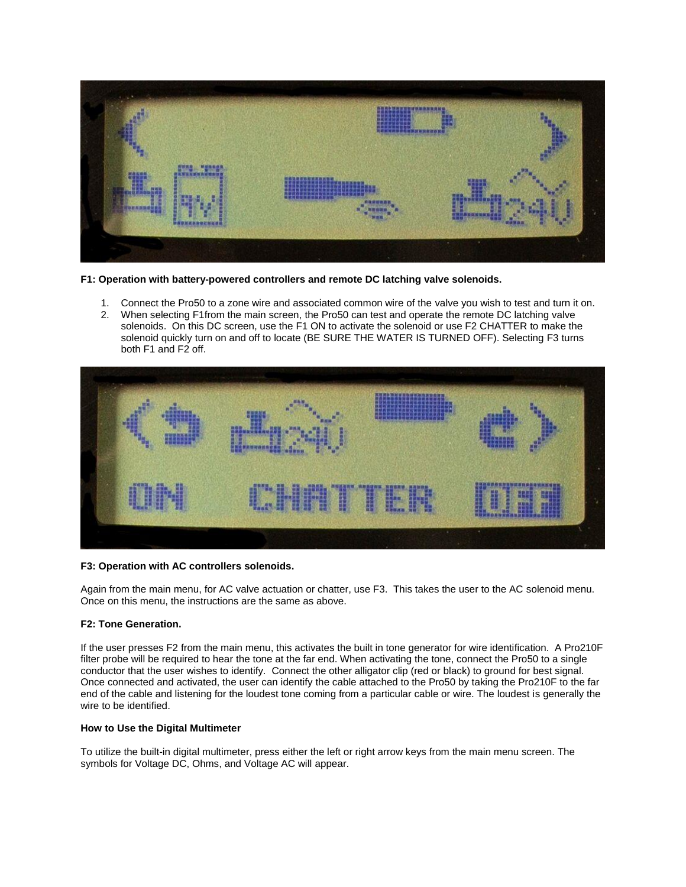**F1: Operation with battery-powered controllers and remote DC latching valve solenoids.**

1. Connect the Pro50 to a zone wire and associated common wire of the valve you wish to test and turn it on.
2. When selecting F1from the main screen, the Pro50 can test and operate the remote DC latching valve solenoids. On this DC screen, use the F1 ON to activate the solenoid or use F2 CHATTER to make the solenoid quickly turn on and off to locate (BE SURE THE WATER IS TURNED OFF). Selecting F3 turns both F1 and F2 off.

**F3: Operation with AC controllers solenoids.**

Again from the main menu, for AC valve actuation or chatter, use F3. This takes the user to the AC solenoid menu. Once on this menu, the instructions are the same as above.

**F2: Tone Generation.**

If the user presses F2 from the main menu, this activates the built in tone generator for wire identification. A Pro210F filter probe will be required to hear the tone at the far end. When activating the tone, connect the Pro50 to a single conductor that the user wishes to identify. Connect the other alligator clip (red or black) to ground for best signal. Once connected and activated, the user can identify the cable attached to the Pro50 by taking the Pro210F to the far end of the cable and listening for the loudest tone coming from a particular cable or wire. The loudest is generally the wire to be identified.

**How to Use the Digital Multimeter**

To utilize the built-in digital multimeter, press either the left or right arrow keys from the main menu screen. The symbols for Voltage DC, Ohms, and Voltage AC will appear.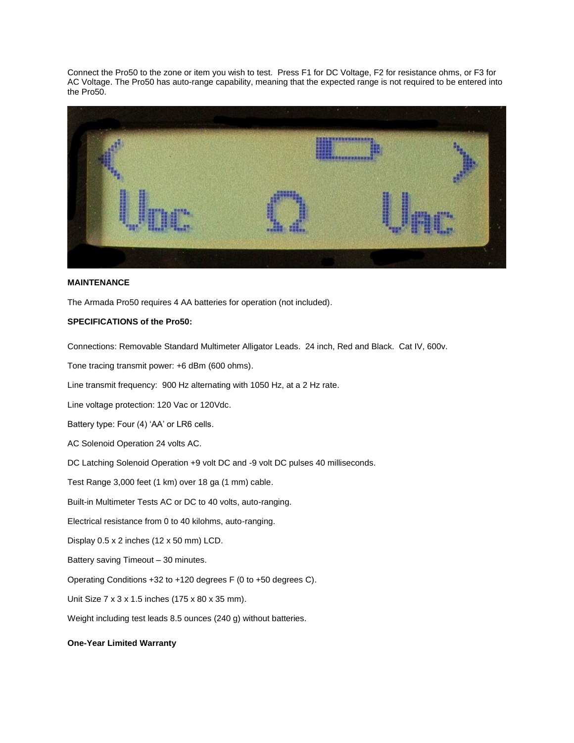Connect the Pro50 to the zone or item you wish to test. Press F1 for DC Voltage, F2 for resistance ohms, or F3 for AC Voltage. The Pro50 has auto-range capability, meaning that the expected range is not required to be entered into the Pro50.

**MAINTENANCE**

The Armada Pro50 requires 4 AA batteries for operation (not included).

**SPECIFICATIONS of the Pro50:**

Connections: Removable Standard Multimeter Alligator Leads. 24 inch, Red and Black. Cat IV, 600v.

Tone tracing transmit power: +6 dBm (600 ohms).

Line transmit frequency: 900 Hz alternating with 1050 Hz, at a 2 Hz rate.

Line voltage protection: 120 Vac or 120Vdc.

Battery type: Four (4) 'AA' or LR6 cells.

AC Solenoid Operation 24 volts AC.

DC Latching Solenoid Operation +9 volt DC and -9 volt DC pulses 40 milliseconds.

Test Range 3,000 feet (1 km) over 18 ga (1 mm) cable.

Built-in Multimeter Tests AC or DC to 40 volts, auto-ranging.

Electrical resistance from 0 to 40 kilohms, auto-ranging.

Display 0.5 x 2 inches (12 x 50 mm) LCD.

Battery saving Timeout – 30 minutes.

Operating Conditions +32 to +120 degrees F (0 to +50 degrees C).

Unit Size 7 x 3 x 1.5 inches (175 x 80 x 35 mm).

Weight including test leads 8.5 ounces (240 g) without batteries.

**One-Year Limited Warranty**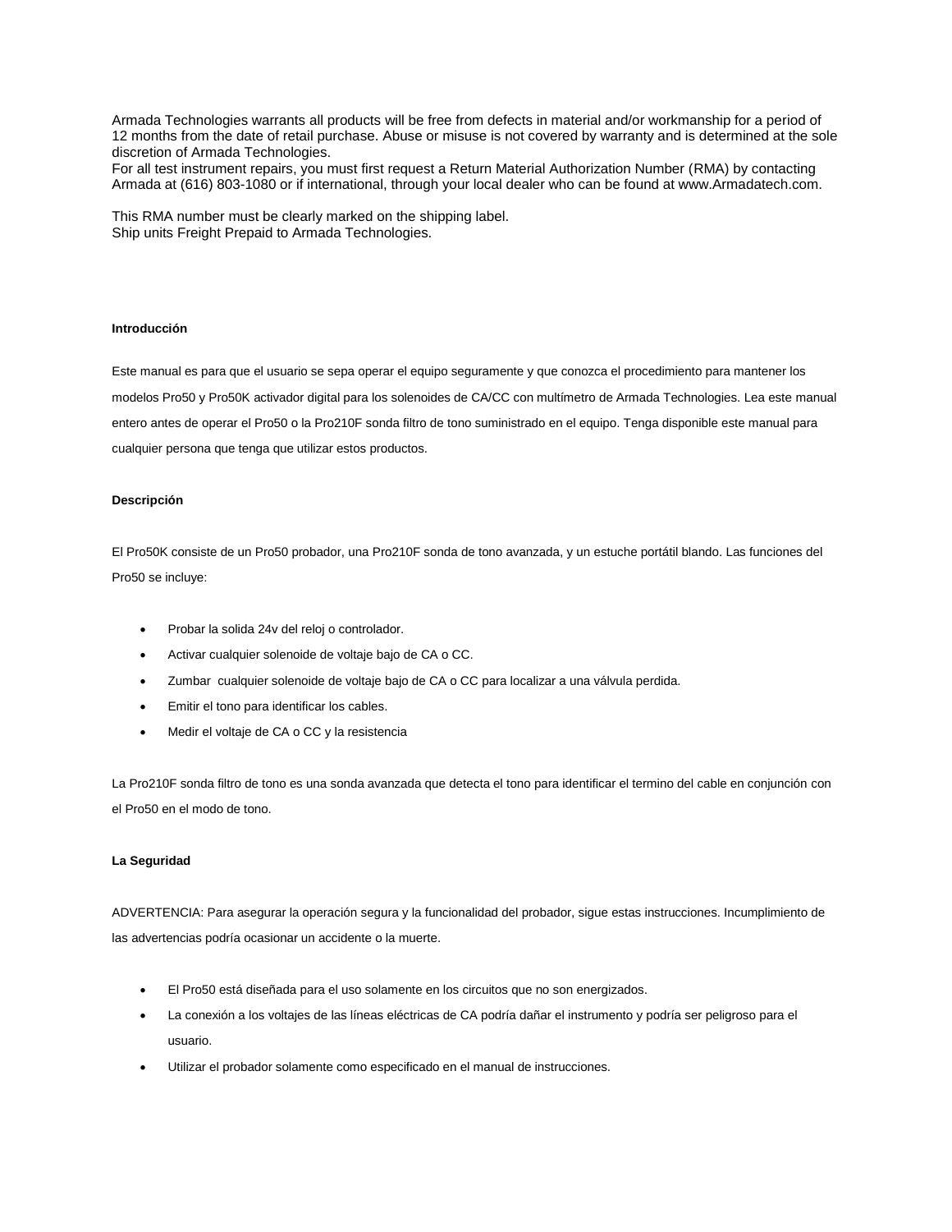Armada Technologies warrants all products will be free from defects in material and/or workmanship for a period of 12 months from the date of retail purchase. Abuse or misuse is not covered by warranty and is determined at the sole discretion of Armada Technologies.
For all test instrument repairs, you must first request a Return Material Authorization Number (RMA) by contacting Armada at (616) 803-1080 or if international, through your local dealer who can be found at www.Armadatech.com.

This RMA number must be clearly marked on the shipping label.
Ship units Freight Prepaid to Armada Technologies.

**Introducción**

Este manual es para que el usuario se sepa operar el equipo seguramente y que conozca el procedimiento para mantener los modelos Pro50 y Pro50K activador digital para los solenoides de CA/CC con multímetro de Armada Technologies. Lea este manual entero antes de operar el Pro50 o la Pro210F sonda filtro de tono suministrado en el equipo. Tenga disponible este manual para cualquier persona que tenga que utilizar estos productos.

**Descripción**

El Pro50K consiste de un Pro50 probador, una Pro210F sonda de tono avanzada, y un estuche portátil blando. Las funciones del Pro50 se incluye:

- Probar la solida 24v del reloj o controlador.
- Activar cualquier solenoide de voltaje bajo de CA o CC.
- Zumbar  cualquier solenoide de voltaje bajo de CA o CC para localizar a una válvula perdida.
- Emitir el tono para identificar los cables.
- Medir el voltaje de CA o CC y la resistencia

La Pro210F sonda filtro de tono es una sonda avanzada que detecta el tono para identificar el termino del cable en conjunción con el Pro50 en el modo de tono.

**La Seguridad**

ADVERTENCIA: Para asegurar la operación segura y la funcionalidad del probador, sigue estas instrucciones. Incumplimiento de las advertencias podría ocasionar un accidente o la muerte.

- El Pro50 está diseñada para el uso solamente en los circuitos que no son energizados.
- La conexión a los voltajes de las líneas eléctricas de CA podría dañar el instrumento y podría ser peligroso para el usuario.
- Utilizar el probador solamente como especificado en el manual de instrucciones.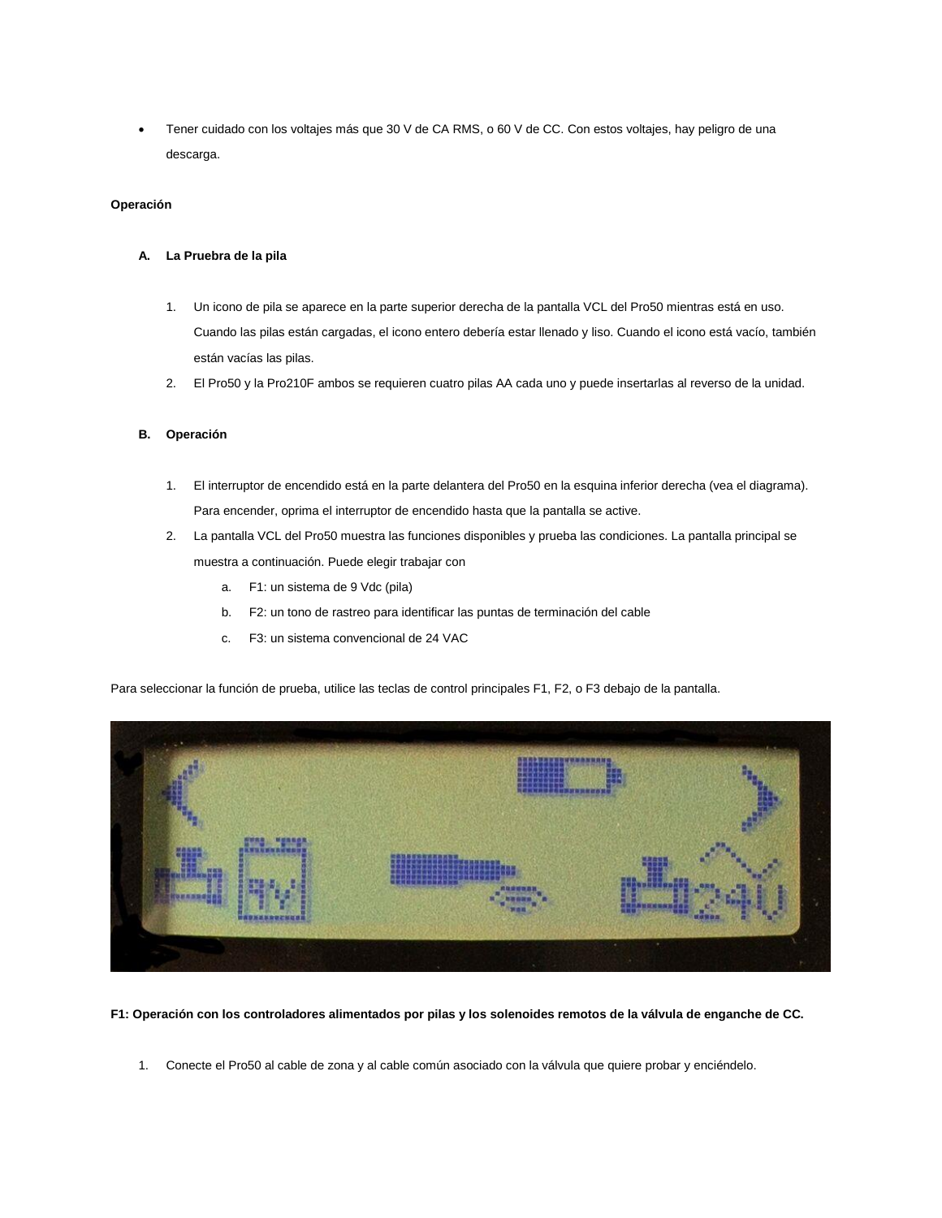- Tener cuidado con los voltajes más que 30 V de CA RMS, o 60 V de CC. Con estos voltajes, hay peligro de una descarga.

**Operación**

**A. La Pruebra de la pila**

1. Un icono de pila se aparece en la parte superior derecha de la pantalla VCL del Pro50 mientras está en uso. Cuando las pilas están cargadas, el icono entero debería estar llenado y liso. Cuando el icono está vacío, también están vacías las pilas.
2. El Pro50 y la Pro210F ambos se requieren cuatro pilas AA cada uno y puede insertarlas al reverso de la unidad.

**B. Operación**

1. El interruptor de encendido está en la parte delantera del Pro50 en la esquina inferior derecha (vea el diagrama). Para encender, oprima el interruptor de encendido hasta que la pantalla se active.
2. La pantalla VCL del Pro50 muestra las funciones disponibles y prueba las condiciones. La pantalla principal se muestra a continuación. Puede elegir trabajar con
   a. F1: un sistema de 9 Vdc (pila)
   b. F2: un tono de rastreo para identificar las puntas de terminación del cable
   c. F3: un sistema convencional de 24 VAC

Para seleccionar la función de prueba, utilice las teclas de control principales F1, F2, o F3 debajo de la pantalla.

**F1: Operación con los controladores alimentados por pilas y los solenoides remotos de la válvula de enganche de CC.**

1. Conecte el Pro50 al cable de zona y al cable común asociado con la válvula que quiere probar y enciéndelo.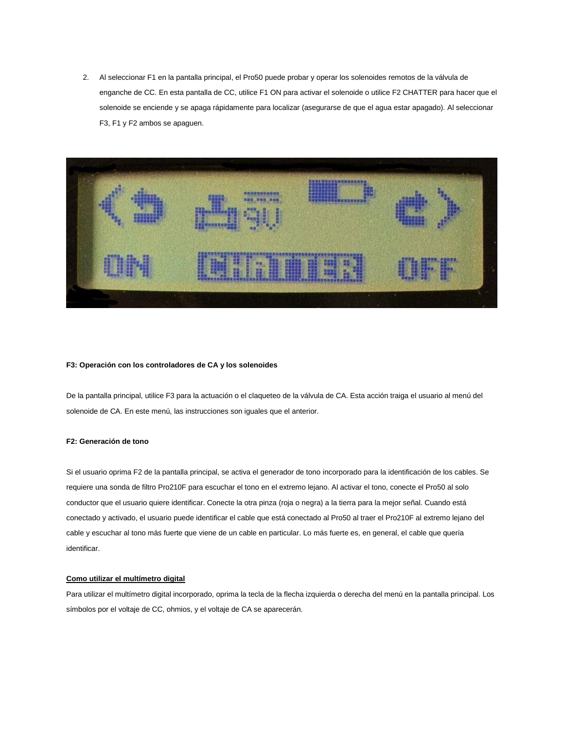2. Al seleccionar F1 en la pantalla principal, el Pro50 puede probar y operar los solenoides remotos de la válvula de enganche de CC. En esta pantalla de CC, utilice F1 ON para activar el solenoide o utilice F2 CHATTER para hacer que el solenoide se enciende y se apaga rápidamente para localizar (asegurarse de que el agua estar apagado). Al seleccionar F3, F1 y F2 ambos se apaguen.

**F3: Operación con los controladores de CA y los solenoides**

De la pantalla principal, utilice F3 para la actuación o el claqueteo de la válvula de CA. Esta acción traiga el usuario al menú del solenoide de CA. En este menú, las instrucciones son iguales que el anterior.

**F2: Generación de tono**

Si el usuario oprima F2 de la pantalla principal, se activa el generador de tono incorporado para la identificación de los cables. Se requiere una sonda de filtro Pro210F para escuchar el tono en el extremo lejano. Al activar el tono, conecte el Pro50 al solo conductor que el usuario quiere identificar. Conecte la otra pinza (roja o negra) a la tierra para la mejor señal. Cuando está conectado y activado, el usuario puede identificar el cable que está conectado al Pro50 al traer el Pro210F al extremo lejano del cable y escuchar al tono más fuerte que viene de un cable en particular. Lo más fuerte es, en general, el cable que quería identificar.

**<u>Como utilizar el multímetro digital</u>**

Para utilizar el multímetro digital incorporado, oprima la tecla de la flecha izquierda o derecha del menú en la pantalla principal. Los símbolos por el voltaje de CC, ohmios, y el voltaje de CA se aparecerán.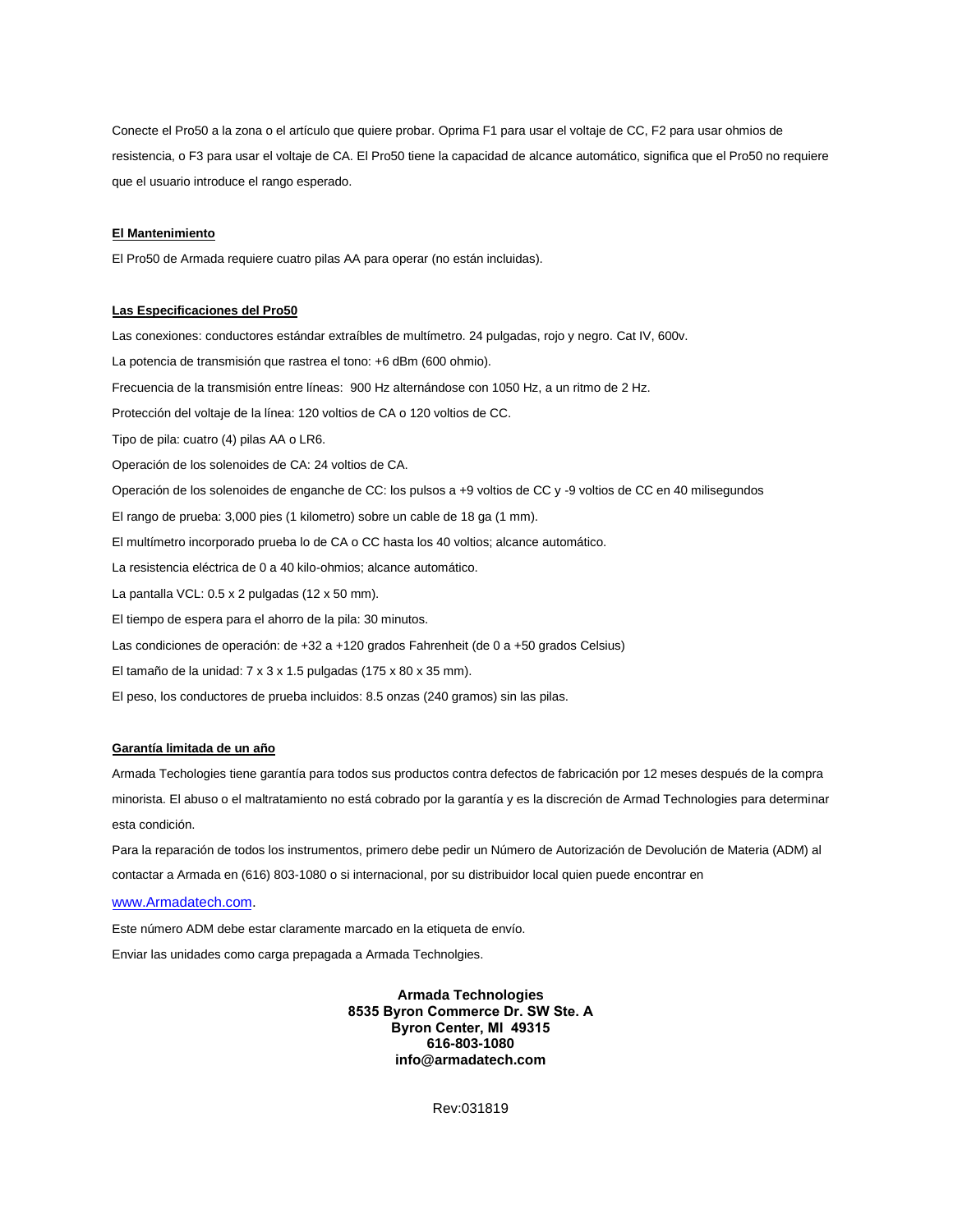Conecte el Pro50 a la zona o el artículo que quiere probar. Oprima F1 para usar el voltaje de CC, F2 para usar ohmios de resistencia, o F3 para usar el voltaje de CA. El Pro50 tiene la capacidad de alcance automático, significa que el Pro50 no requiere que el usuario introduce el rango esperado.

**El Mantenimiento**

El Pro50 de Armada requiere cuatro pilas AA para operar (no están incluidas).

**Las Especificaciones del Pro50**

Las conexiones: conductores estándar extraíbles de multímetro. 24 pulgadas, rojo y negro. Cat IV, 600v.

La potencia de transmisión que rastrea el tono: +6 dBm (600 ohmio).

Frecuencia de la transmisión entre líneas: 900 Hz alternándose con 1050 Hz, a un ritmo de 2 Hz.

Protección del voltaje de la línea: 120 voltios de CA o 120 voltios de CC.

Tipo de pila: cuatro (4) pilas AA o LR6.

Operación de los solenoides de CA: 24 voltios de CA.

Operación de los solenoides de enganche de CC: los pulsos a +9 voltios de CC y -9 voltios de CC en 40 milisegundos

El rango de prueba: 3,000 pies (1 kilometro) sobre un cable de 18 ga (1 mm).

El multímetro incorporado prueba lo de CA o CC hasta los 40 voltios; alcance automático.

La resistencia eléctrica de 0 a 40 kilo-ohmios; alcance automático.

La pantalla VCL: 0.5 x 2 pulgadas (12 x 50 mm).

El tiempo de espera para el ahorro de la pila: 30 minutos.

Las condiciones de operación: de +32 a +120 grados Fahrenheit (de 0 a +50 grados Celsius)

El tamaño de la unidad: 7 x 3 x 1.5 pulgadas (175 x 80 x 35 mm).

El peso, los conductores de prueba incluidos: 8.5 onzas (240 gramos) sin las pilas.

**Garantía limitada de un año**

Armada Techologies tiene garantía para todos sus productos contra defectos de fabricación por 12 meses después de la compra minorista. El abuso o el maltratamiento no está cobrado por la garantía y es la discreción de Armad Technologies para determinar esta condición.

Para la reparación de todos los instrumentos, primero debe pedir un Número de Autorización de Devolución de Materia (ADM) al contactar a Armada en (616) 803-1080 o si internacional, por su distribuidor local quien puede encontrar en www.Armadatech.com.

Este número ADM debe estar claramente marcado en la etiqueta de envío.

Enviar las unidades como carga prepagada a Armada Technolgies.

**Armada Technologies**
**8535 Byron Commerce Dr. SW Ste. A**
**Byron Center, MI 49315**
**616-803-1080**
**info@armadatech.com**

Rev:031819